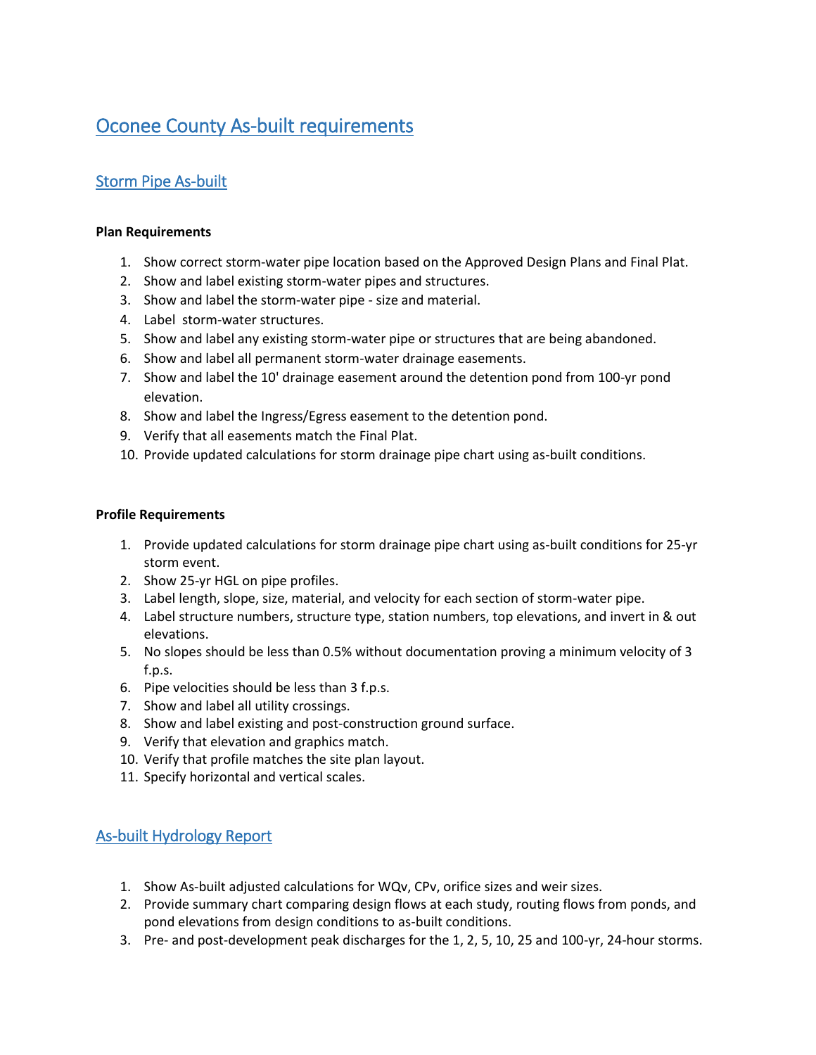# Oconee County As-built requirements

## Storm Pipe As-built

**Plan Requirements**

1. Show correct storm-water pipe location based on the Approved Design Plans and Final Plat.
2. Show and label existing storm-water pipes and structures.
3. Show and label the storm-water pipe - size and material.
4. Label storm-water structures.
5. Show and label any existing storm-water pipe or structures that are being abandoned.
6. Show and label all permanent storm-water drainage easements.
7. Show and label the 10' drainage easement around the detention pond from 100-yr pond elevation.
8. Show and label the Ingress/Egress easement to the detention pond.
9. Verify that all easements match the Final Plat.
10. Provide updated calculations for storm drainage pipe chart using as-built conditions.

**Profile Requirements**

1. Provide updated calculations for storm drainage pipe chart using as-built conditions for 25-yr storm event.
2. Show 25-yr HGL on pipe profiles.
3. Label length, slope, size, material, and velocity for each section of storm-water pipe.
4. Label structure numbers, structure type, station numbers, top elevations, and invert in & out elevations.
5. No slopes should be less than 0.5% without documentation proving a minimum velocity of 3 f.p.s.
6. Pipe velocities should be less than 3 f.p.s.
7. Show and label all utility crossings.
8. Show and label existing and post-construction ground surface.
9. Verify that elevation and graphics match.
10. Verify that profile matches the site plan layout.
11. Specify horizontal and vertical scales.

## As-built Hydrology Report

1. Show As-built adjusted calculations for WQv, CPv, orifice sizes and weir sizes.
2. Provide summary chart comparing design flows at each study, routing flows from ponds, and pond elevations from design conditions to as-built conditions.
3. Pre- and post-development peak discharges for the 1, 2, 5, 10, 25 and 100-yr, 24-hour storms.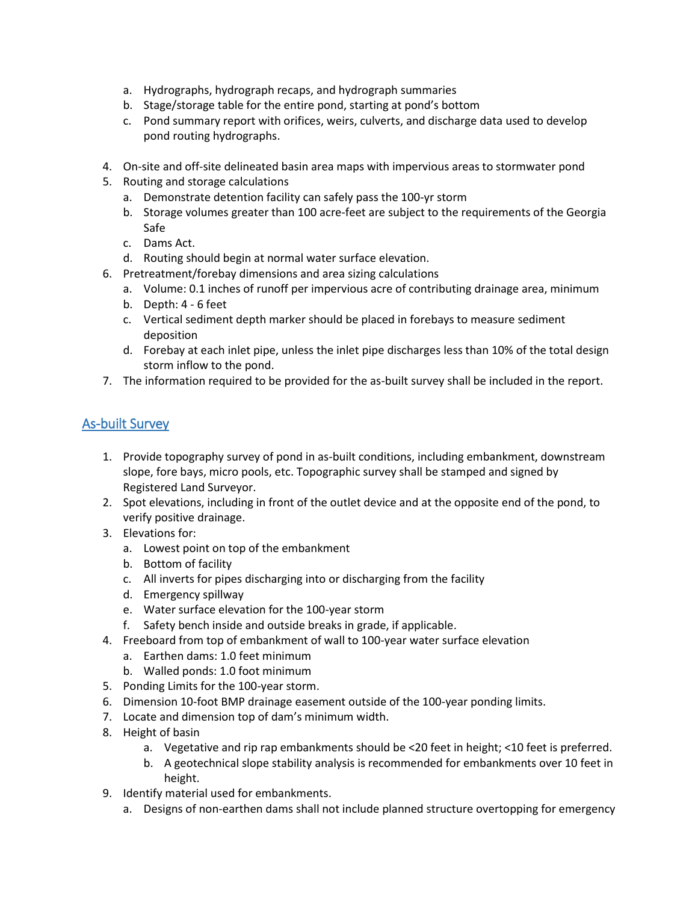a. Hydrographs, hydrograph recaps, and hydrograph summaries
   b. Stage/storage table for the entire pond, starting at pond's bottom
   c. Pond summary report with orifices, weirs, culverts, and discharge data used to develop pond routing hydrographs.

4. On-site and off-site delineated basin area maps with impervious areas to stormwater pond
5. Routing and storage calculations
   a. Demonstrate detention facility can safely pass the 100-yr storm
   b. Storage volumes greater than 100 acre-feet are subject to the requirements of the Georgia Safe
   c. Dams Act.
   d. Routing should begin at normal water surface elevation.
6. Pretreatment/forebay dimensions and area sizing calculations
   a. Volume: 0.1 inches of runoff per impervious acre of contributing drainage area, minimum
   b. Depth: 4 - 6 feet
   c. Vertical sediment depth marker should be placed in forebays to measure sediment deposition
   d. Forebay at each inlet pipe, unless the inlet pipe discharges less than 10% of the total design storm inflow to the pond.
7. The information required to be provided for the as-built survey shall be included in the report.

## As-built Survey

1. Provide topography survey of pond in as-built conditions, including embankment, downstream slope, fore bays, micro pools, etc. Topographic survey shall be stamped and signed by Registered Land Surveyor.
2. Spot elevations, including in front of the outlet device and at the opposite end of the pond, to verify positive drainage.
3. Elevations for:
   a. Lowest point on top of the embankment
   b. Bottom of facility
   c. All inverts for pipes discharging into or discharging from the facility
   d. Emergency spillway
   e. Water surface elevation for the 100-year storm
   f. Safety bench inside and outside breaks in grade, if applicable.
4. Freeboard from top of embankment of wall to 100-year water surface elevation
   a. Earthen dams: 1.0 feet minimum
   b. Walled ponds: 1.0 foot minimum
5. Ponding Limits for the 100-year storm.
6. Dimension 10-foot BMP drainage easement outside of the 100-year ponding limits.
7. Locate and dimension top of dam's minimum width.
8. Height of basin
   a. Vegetative and rip rap embankments should be <20 feet in height; <10 feet is preferred.
   b. A geotechnical slope stability analysis is recommended for embankments over 10 feet in height.
9. Identify material used for embankments.
   a. Designs of non-earthen dams shall not include planned structure overtopping for emergency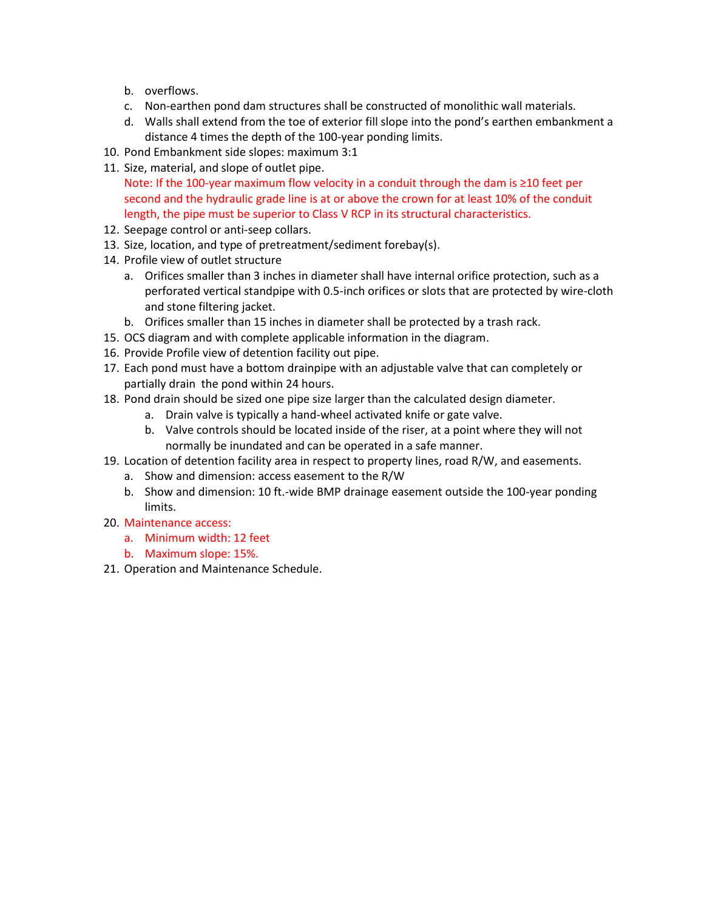b. overflows.
c. Non-earthen pond dam structures shall be constructed of monolithic wall materials.
d. Walls shall extend from the toe of exterior fill slope into the pond's earthen embankment a distance 4 times the depth of the 100-year ponding limits.

10. Pond Embankment side slopes: maximum 3:1
11. Size, material, and slope of outlet pipe.
    Note: If the 100-year maximum flow velocity in a conduit through the dam is ≥10 feet per second and the hydraulic grade line is at or above the crown for at least 10% of the conduit length, the pipe must be superior to Class V RCP in its structural characteristics.
12. Seepage control or anti-seep collars.
13. Size, location, and type of pretreatment/sediment forebay(s).
14. Profile view of outlet structure
    a. Orifices smaller than 3 inches in diameter shall have internal orifice protection, such as a perforated vertical standpipe with 0.5-inch orifices or slots that are protected by wire-cloth and stone filtering jacket.
    b. Orifices smaller than 15 inches in diameter shall be protected by a trash rack.
15. OCS diagram and with complete applicable information in the diagram.
16. Provide Profile view of detention facility out pipe.
17. Each pond must have a bottom drainpipe with an adjustable valve that can completely or partially drain the pond within 24 hours.
18. Pond drain should be sized one pipe size larger than the calculated design diameter.
    a. Drain valve is typically a hand-wheel activated knife or gate valve.
    b. Valve controls should be located inside of the riser, at a point where they will not normally be inundated and can be operated in a safe manner.
19. Location of detention facility area in respect to property lines, road R/W, and easements.
    a. Show and dimension: access easement to the R/W
    b. Show and dimension: 10 ft.-wide BMP drainage easement outside the 100-year ponding limits.
20. Maintenance access:
    a. Minimum width: 12 feet
    b. Maximum slope: 15%.
21. Operation and Maintenance Schedule.